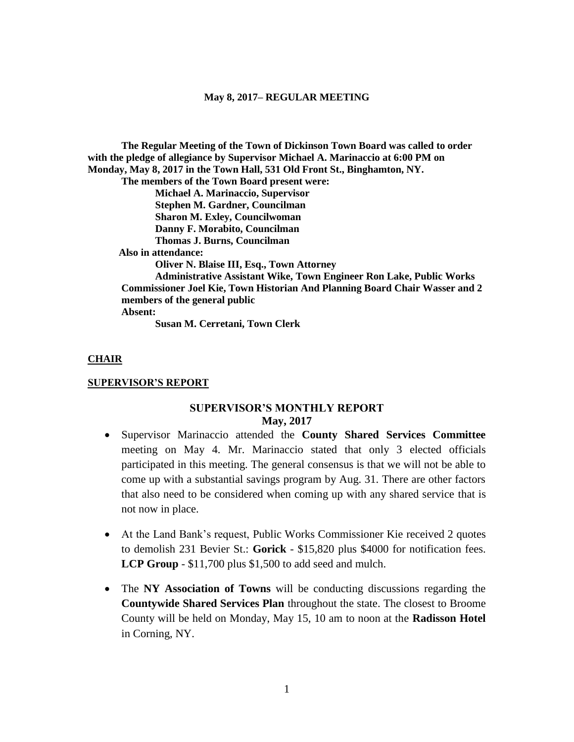**May 8, 2017– REGULAR MEETING**

**The Regular Meeting of the Town of Dickinson Town Board was called to order with the pledge of allegiance by Supervisor Michael A. Marinaccio at 6:00 PM on Monday, May 8, 2017 in the Town Hall, 531 Old Front St., Binghamton, NY.**

**The members of the Town Board present were:**

**Michael A. Marinaccio, Supervisor**
**Stephen M. Gardner, Councilman**
**Sharon M. Exley, Councilwoman**
**Danny F. Morabito, Councilman**
**Thomas J. Burns, Councilman**

**Also in attendance:**

**Oliver N. Blaise III, Esq., Town Attorney**
**Administrative Assistant Wike, Town Engineer Ron Lake, Public Works Commissioner Joel Kie, Town Historian And Planning Board Chair Wasser and 2 members of the general public**

**Absent:**

**Susan M. Cerretani, Town Clerk**

**CHAIR**

**SUPERVISOR'S REPORT**

**SUPERVISOR'S MONTHLY REPORT**
**May, 2017**

- Supervisor Marinaccio attended the **County Shared Services Committee** meeting on May 4. Mr. Marinaccio stated that only 3 elected officials participated in this meeting. The general consensus is that we will not be able to come up with a substantial savings program by Aug. 31. There are other factors that also need to be considered when coming up with any shared service that is not now in place.

- At the Land Bank's request, Public Works Commissioner Kie received 2 quotes to demolish 231 Bevier St.: **Gorick** - $15,820 plus $4000 for notification fees. **LCP Group** - $11,700 plus $1,500 to add seed and mulch.

- The **NY Association of Towns** will be conducting discussions regarding the **Countywide Shared Services Plan** throughout the state. The closest to Broome County will be held on Monday, May 15, 10 am to noon at the **Radisson Hotel** in Corning, NY.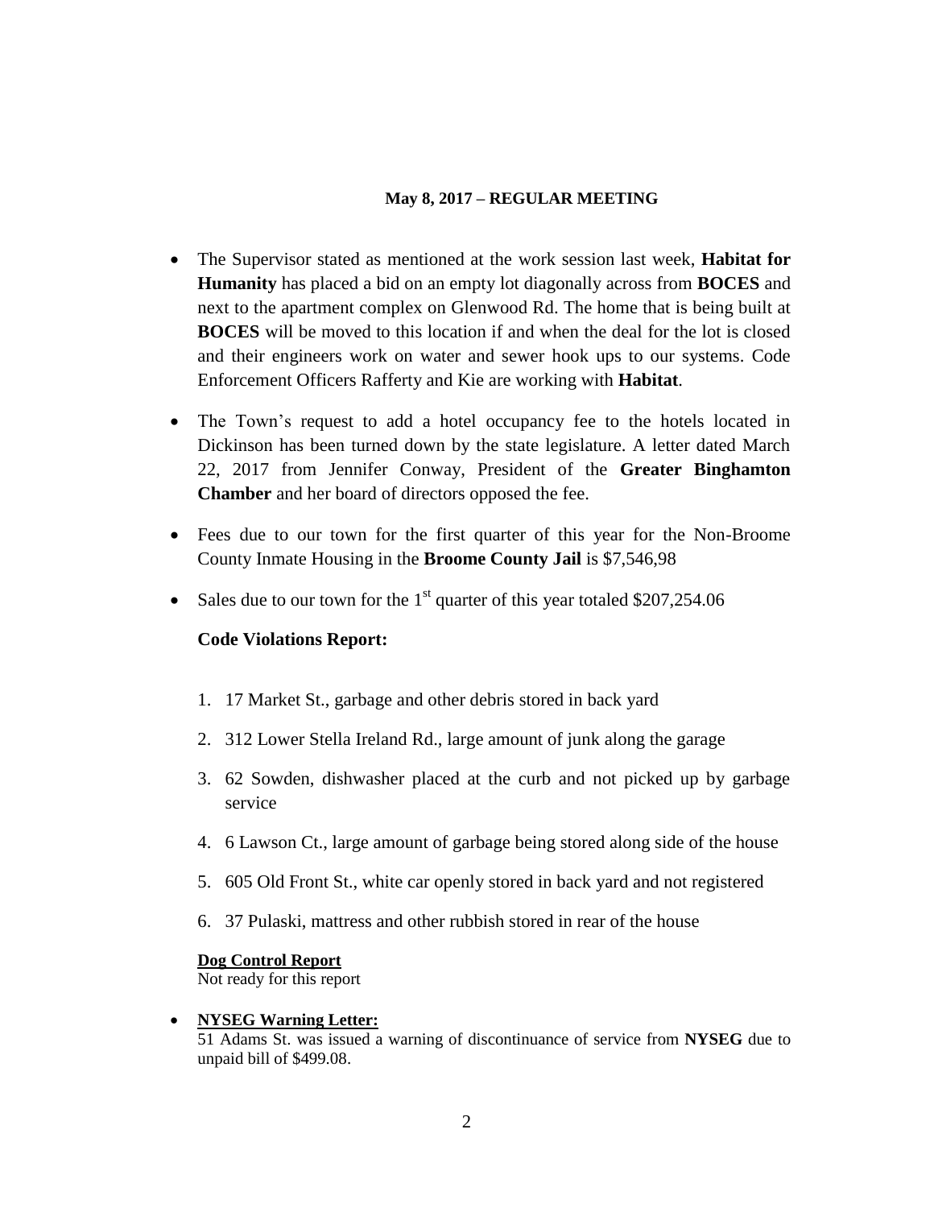**May 8, 2017 – REGULAR MEETING**

- The Supervisor stated as mentioned at the work session last week, **Habitat for Humanity** has placed a bid on an empty lot diagonally across from **BOCES** and next to the apartment complex on Glenwood Rd. The home that is being built at **BOCES** will be moved to this location if and when the deal for the lot is closed and their engineers work on water and sewer hook ups to our systems. Code Enforcement Officers Rafferty and Kie are working with **Habitat**.

- The Town's request to add a hotel occupancy fee to the hotels located in Dickinson has been turned down by the state legislature. A letter dated March 22, 2017 from Jennifer Conway, President of the **Greater Binghamton Chamber** and her board of directors opposed the fee.

- Fees due to our town for the first quarter of this year for the Non-Broome County Inmate Housing in the **Broome County Jail** is $7,546,98

- Sales due to our town for the 1st quarter of this year totaled $207,254.06

**Code Violations Report:**

1. 17 Market St., garbage and other debris stored in back yard
2. 312 Lower Stella Ireland Rd., large amount of junk along the garage
3. 62 Sowden, dishwasher placed at the curb and not picked up by garbage service
4. 6 Lawson Ct., large amount of garbage being stored along side of the house
5. 605 Old Front St., white car openly stored in back yard and not registered
6. 37 Pulaski, mattress and other rubbish stored in rear of the house

**Dog Control Report**

Not ready for this report

- **NYSEG Warning Letter:**

  51 Adams St. was issued a warning of discontinuance of service from **NYSEG** due to unpaid bill of $499.08.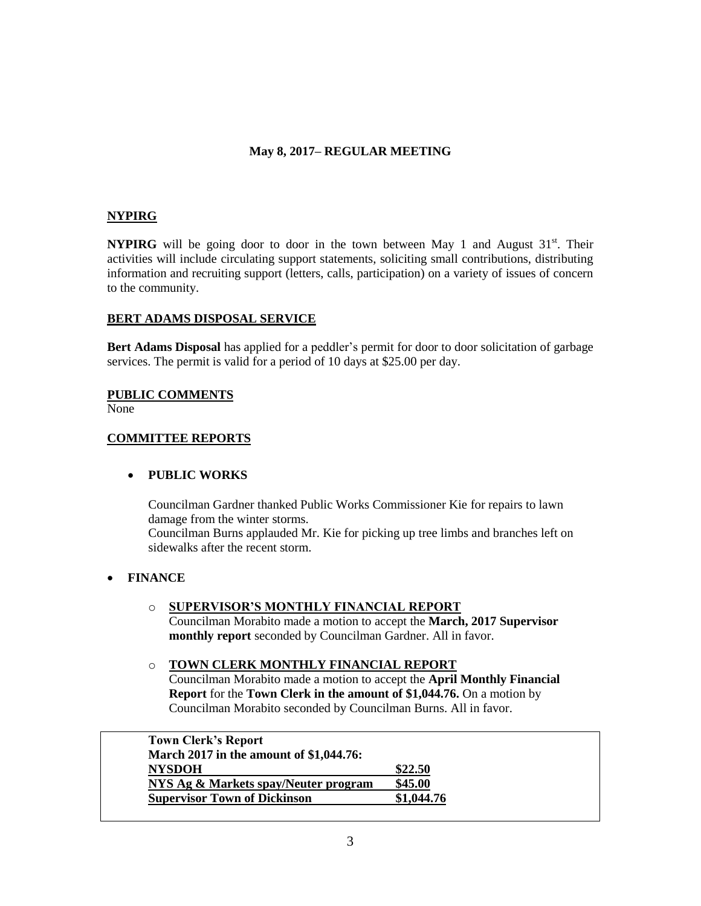**May 8, 2017– REGULAR MEETING**

**NYPIRG**

**NYPIRG** will be going door to door in the town between May 1 and August 31st. Their activities will include circulating support statements, soliciting small contributions, distributing information and recruiting support (letters, calls, participation) on a variety of issues of concern to the community.

**BERT ADAMS DISPOSAL SERVICE**

**Bert Adams Disposal** has applied for a peddler's permit for door to door solicitation of garbage services. The permit is valid for a period of 10 days at $25.00 per day.

**PUBLIC COMMENTS**

None

**COMMITTEE REPORTS**

- **PUBLIC WORKS**

  Councilman Gardner thanked Public Works Commissioner Kie for repairs to lawn damage from the winter storms.
  Councilman Burns applauded Mr. Kie for picking up tree limbs and branches left on sidewalks after the recent storm.

- **FINANCE**

  - **SUPERVISOR'S MONTHLY FINANCIAL REPORT**
    Councilman Morabito made a motion to accept the **March, 2017 Supervisor monthly report** seconded by Councilman Gardner. All in favor.

  - **TOWN CLERK MONTHLY FINANCIAL REPORT**
    Councilman Morabito made a motion to accept the **April Monthly Financial Report** for the **Town Clerk in the amount of $1,044.76.** On a motion by Councilman Morabito seconded by Councilman Burns. All in favor.

**Town Clerk's Report**
**March 2017 in the amount of $1,044.76:**

| | |
|---|---|
| **NYSDOH** | **$22.50** |
| **NYS Ag & Markets spay/Neuter program** | **$45.00** |
| **Supervisor Town of Dickinson** | **$1,044.76** |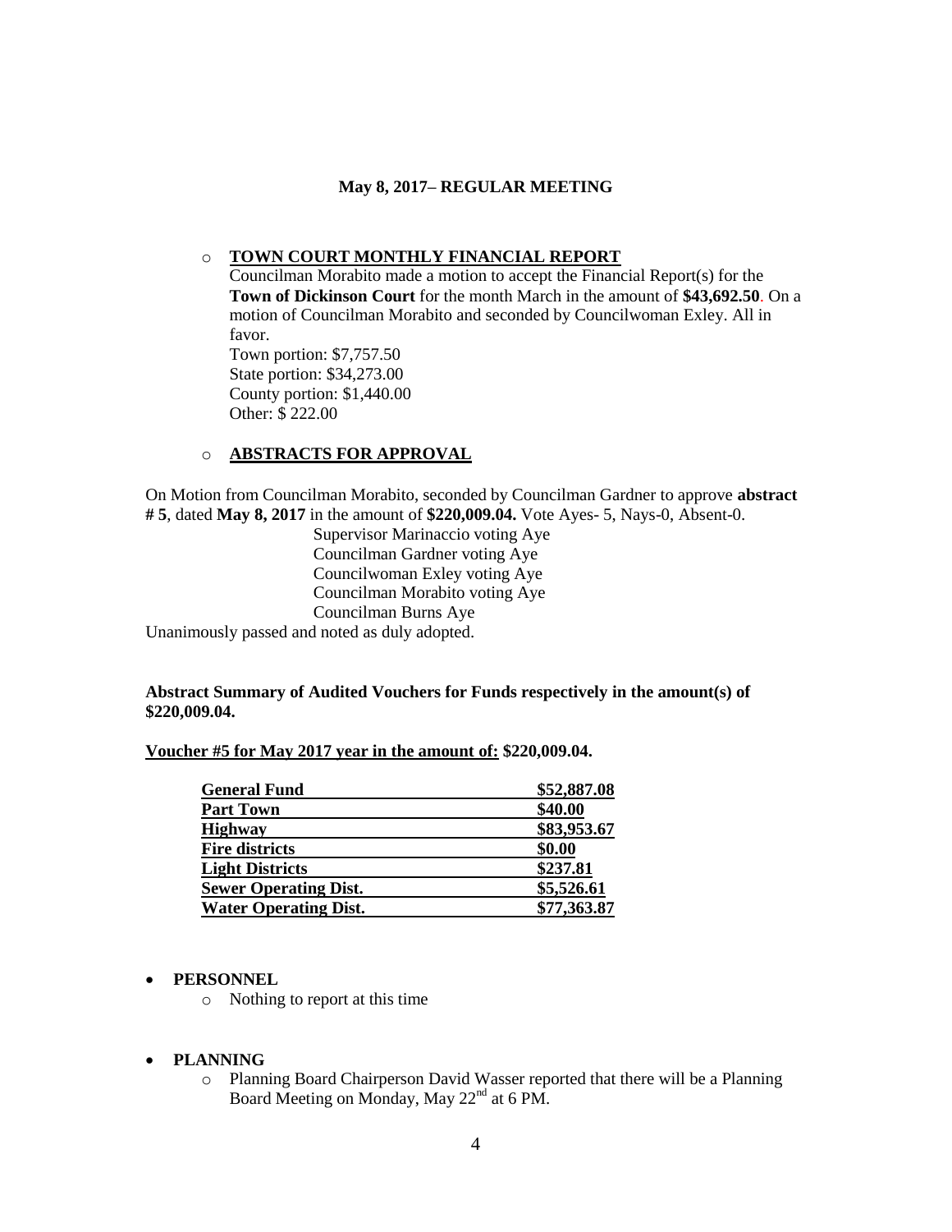**May 8, 2017– REGULAR MEETING**

- **TOWN COURT MONTHLY FINANCIAL REPORT**

  Councilman Morabito made a motion to accept the Financial Report(s) for the **Town of Dickinson Court** for the month March in the amount of **$43,692.50**. On a motion of Councilman Morabito and seconded by Councilwoman Exley. All in favor.

  Town portion: $7,757.50
  State portion: $34,273.00
  County portion: $1,440.00
  Other: $ 222.00

- **ABSTRACTS FOR APPROVAL**

On Motion from Councilman Morabito, seconded by Councilman Gardner to approve **abstract # 5**, dated **May 8, 2017** in the amount of **$220,009.04.** Vote Ayes- 5, Nays-0, Absent-0.

Supervisor Marinaccio voting Aye
Councilman Gardner voting Aye
Councilwoman Exley voting Aye
Councilman Morabito voting Aye
Councilman Burns Aye

Unanimously passed and noted as duly adopted.

**Abstract Summary of Audited Vouchers for Funds respectively in the amount(s) of $220,009.04.**

**Voucher #5 for May 2017 year in the amount of: $220,009.04.**

| | |
|---|---|
| **General Fund** | **$52,887.08** |
| **Part Town** | **$40.00** |
| **Highway** | **$83,953.67** |
| **Fire districts** | **$0.00** |
| **Light Districts** | **$237.81** |
| **Sewer Operating Dist.** | **$5,526.61** |
| **Water Operating Dist.** | **$77,363.87** |

- **PERSONNEL**
  - Nothing to report at this time

- **PLANNING**
  - Planning Board Chairperson David Wasser reported that there will be a Planning Board Meeting on Monday, May 22nd at 6 PM.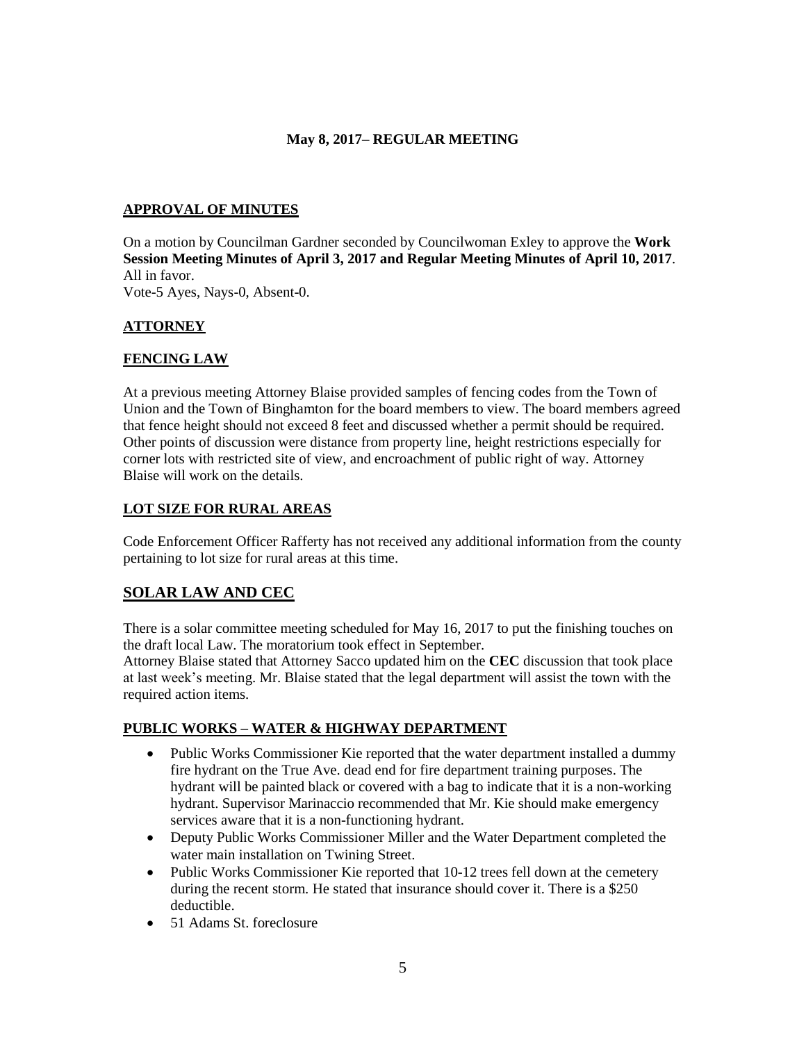**May 8, 2017– REGULAR MEETING**

## APPROVAL OF MINUTES

On a motion by Councilman Gardner seconded by Councilwoman Exley to approve the **Work Session Meeting Minutes of April 3, 2017 and Regular Meeting Minutes of April 10, 2017**. All in favor.
Vote-5 Ayes, Nays-0, Absent-0.

## ATTORNEY

## FENCING LAW

At a previous meeting Attorney Blaise provided samples of fencing codes from the Town of Union and the Town of Binghamton for the board members to view. The board members agreed that fence height should not exceed 8 feet and discussed whether a permit should be required. Other points of discussion were distance from property line, height restrictions especially for corner lots with restricted site of view, and encroachment of public right of way. Attorney Blaise will work on the details.

## LOT SIZE FOR RURAL AREAS

Code Enforcement Officer Rafferty has not received any additional information from the county pertaining to lot size for rural areas at this time.

## SOLAR LAW AND CEC

There is a solar committee meeting scheduled for May 16, 2017 to put the finishing touches on the draft local Law. The moratorium took effect in September.
Attorney Blaise stated that Attorney Sacco updated him on the **CEC** discussion that took place at last week's meeting. Mr. Blaise stated that the legal department will assist the town with the required action items.

## PUBLIC WORKS – WATER & HIGHWAY DEPARTMENT

- Public Works Commissioner Kie reported that the water department installed a dummy fire hydrant on the True Ave. dead end for fire department training purposes. The hydrant will be painted black or covered with a bag to indicate that it is a non-working hydrant. Supervisor Marinaccio recommended that Mr. Kie should make emergency services aware that it is a non-functioning hydrant.
- Deputy Public Works Commissioner Miller and the Water Department completed the water main installation on Twining Street.
- Public Works Commissioner Kie reported that 10-12 trees fell down at the cemetery during the recent storm. He stated that insurance should cover it. There is a $250 deductible.
- 51 Adams St. foreclosure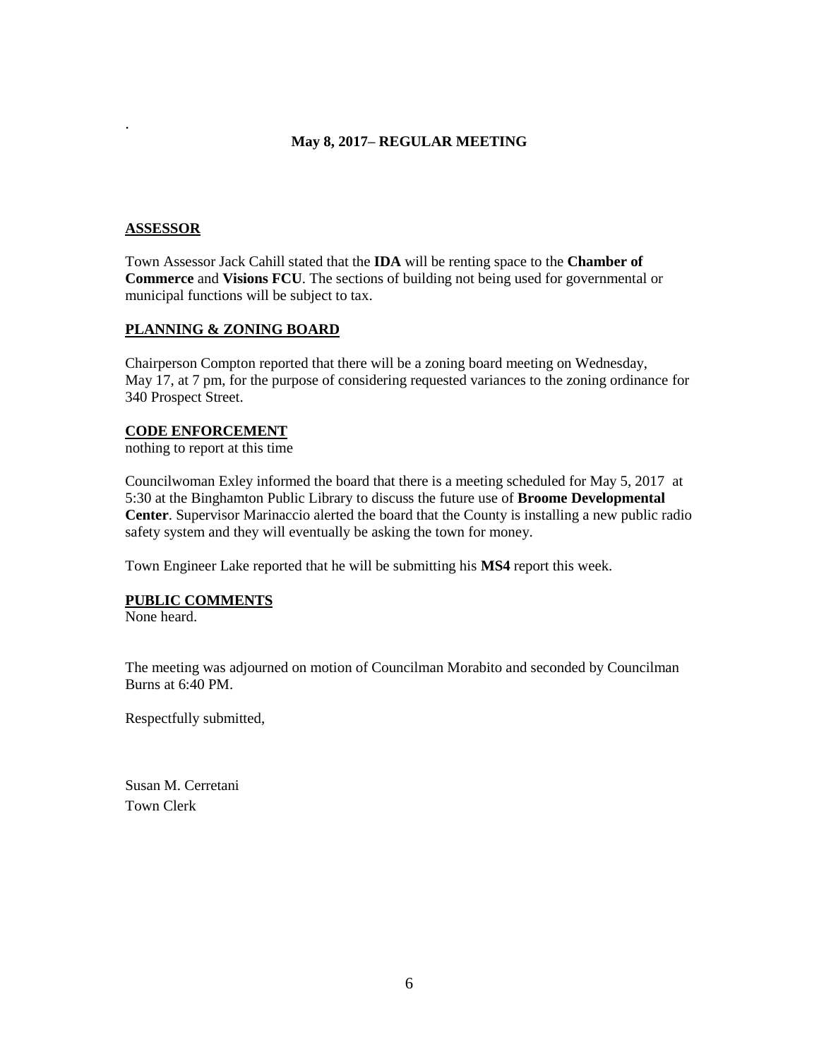.

**May 8, 2017– REGULAR MEETING**

**ASSESSOR**

Town Assessor Jack Cahill stated that the **IDA** will be renting space to the **Chamber of Commerce** and **Visions FCU**. The sections of building not being used for governmental or municipal functions will be subject to tax.

**PLANNING & ZONING BOARD**

Chairperson Compton reported that there will be a zoning board meeting on Wednesday, May 17, at 7 pm, for the purpose of considering requested variances to the zoning ordinance for 340 Prospect Street.

**CODE ENFORCEMENT**

nothing to report at this time

Councilwoman Exley informed the board that there is a meeting scheduled for May 5, 2017 at 5:30 at the Binghamton Public Library to discuss the future use of **Broome Developmental Center**. Supervisor Marinaccio alerted the board that the County is installing a new public radio safety system and they will eventually be asking the town for money.

Town Engineer Lake reported that he will be submitting his **MS4** report this week.

**PUBLIC COMMENTS**

None heard.

The meeting was adjourned on motion of Councilman Morabito and seconded by Councilman Burns at 6:40 PM.

Respectfully submitted,

Susan M. Cerretani
Town Clerk